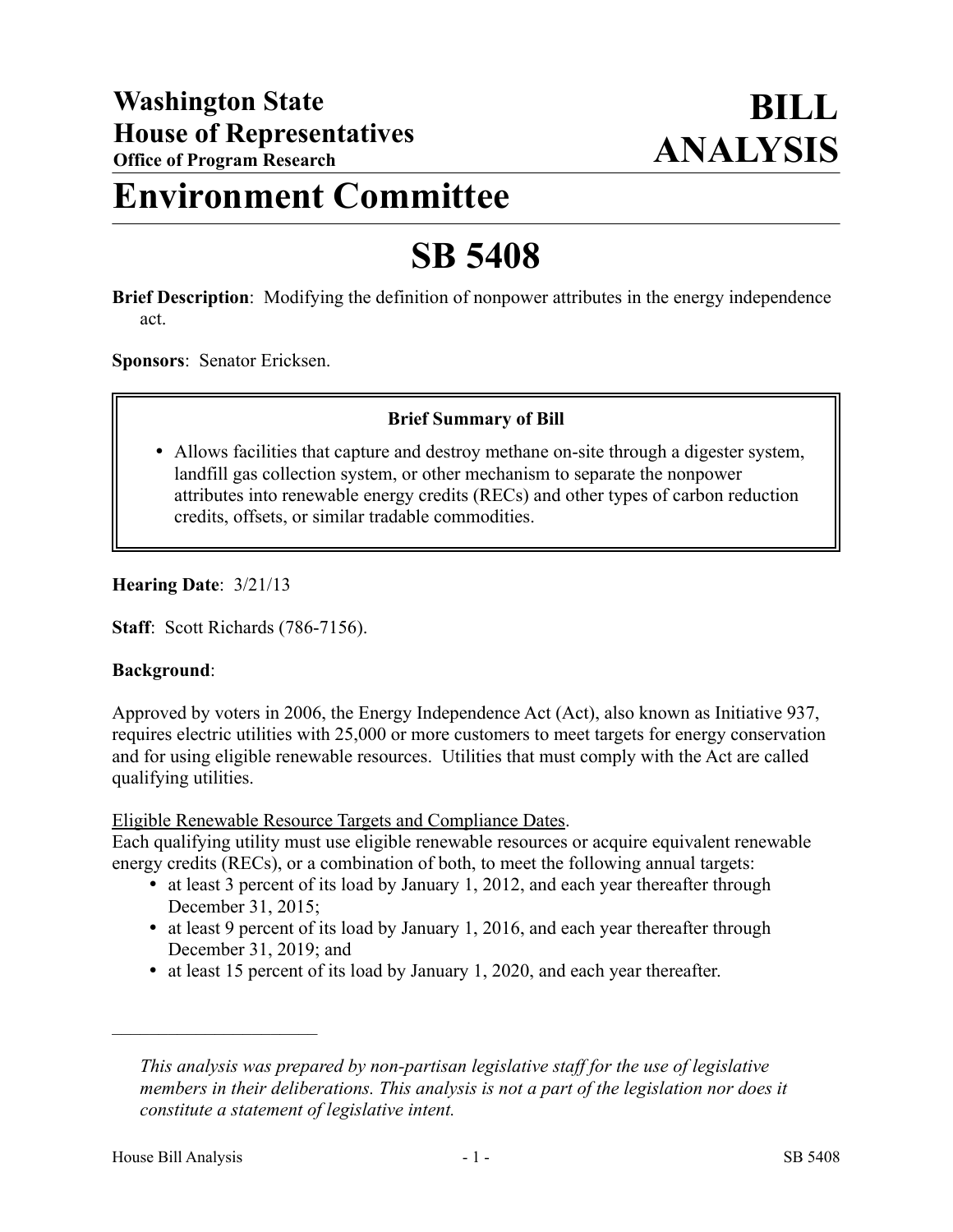**Washington State House of Representatives**
**Office of Program Research**

# BILL ANALYSIS

# Environment Committee

# SB 5408

**Brief Description**: Modifying the definition of nonpower attributes in the energy independence act.

**Sponsors**: Senator Ericksen.

> **Brief Summary of Bill**
>
> - Allows facilities that capture and destroy methane on-site through a digester system, landfill gas collection system, or other mechanism to separate the nonpower attributes into renewable energy credits (RECs) and other types of carbon reduction credits, offsets, or similar tradable commodities.

**Hearing Date**: 3/21/13

**Staff**: Scott Richards (786-7156).

**Background**:

Approved by voters in 2006, the Energy Independence Act (Act), also known as Initiative 937, requires electric utilities with 25,000 or more customers to meet targets for energy conservation and for using eligible renewable resources. Utilities that must comply with the Act are called qualifying utilities.

Eligible Renewable Resource Targets and Compliance Dates.

Each qualifying utility must use eligible renewable resources or acquire equivalent renewable energy credits (RECs), or a combination of both, to meet the following annual targets:

- at least 3 percent of its load by January 1, 2012, and each year thereafter through December 31, 2015;
- at least 9 percent of its load by January 1, 2016, and each year thereafter through December 31, 2019; and
- at least 15 percent of its load by January 1, 2020, and each year thereafter.

---

*This analysis was prepared by non-partisan legislative staff for the use of legislative members in their deliberations. This analysis is not a part of the legislation nor does it constitute a statement of legislative intent.*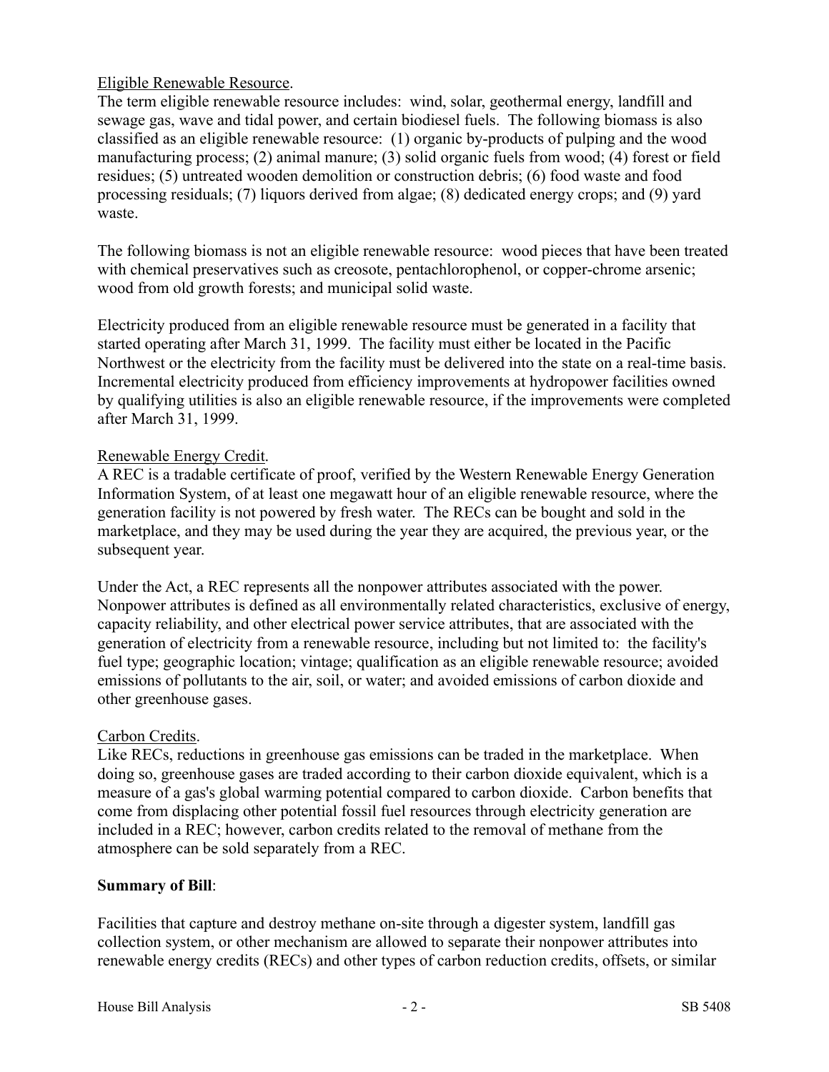Eligible Renewable Resource.

The term eligible renewable resource includes: wind, solar, geothermal energy, landfill and sewage gas, wave and tidal power, and certain biodiesel fuels. The following biomass is also classified as an eligible renewable resource: (1) organic by-products of pulping and the wood manufacturing process; (2) animal manure; (3) solid organic fuels from wood; (4) forest or field residues; (5) untreated wooden demolition or construction debris; (6) food waste and food processing residuals; (7) liquors derived from algae; (8) dedicated energy crops; and (9) yard waste.

The following biomass is not an eligible renewable resource: wood pieces that have been treated with chemical preservatives such as creosote, pentachlorophenol, or copper-chrome arsenic; wood from old growth forests; and municipal solid waste.

Electricity produced from an eligible renewable resource must be generated in a facility that started operating after March 31, 1999. The facility must either be located in the Pacific Northwest or the electricity from the facility must be delivered into the state on a real-time basis. Incremental electricity produced from efficiency improvements at hydropower facilities owned by qualifying utilities is also an eligible renewable resource, if the improvements were completed after March 31, 1999.

Renewable Energy Credit.

A REC is a tradable certificate of proof, verified by the Western Renewable Energy Generation Information System, of at least one megawatt hour of an eligible renewable resource, where the generation facility is not powered by fresh water. The RECs can be bought and sold in the marketplace, and they may be used during the year they are acquired, the previous year, or the subsequent year.

Under the Act, a REC represents all the nonpower attributes associated with the power. Nonpower attributes is defined as all environmentally related characteristics, exclusive of energy, capacity reliability, and other electrical power service attributes, that are associated with the generation of electricity from a renewable resource, including but not limited to: the facility's fuel type; geographic location; vintage; qualification as an eligible renewable resource; avoided emissions of pollutants to the air, soil, or water; and avoided emissions of carbon dioxide and other greenhouse gases.

Carbon Credits.

Like RECs, reductions in greenhouse gas emissions can be traded in the marketplace. When doing so, greenhouse gases are traded according to their carbon dioxide equivalent, which is a measure of a gas's global warming potential compared to carbon dioxide. Carbon benefits that come from displacing other potential fossil fuel resources through electricity generation are included in a REC; however, carbon credits related to the removal of methane from the atmosphere can be sold separately from a REC.

**Summary of Bill**:

Facilities that capture and destroy methane on-site through a digester system, landfill gas collection system, or other mechanism are allowed to separate their nonpower attributes into renewable energy credits (RECs) and other types of carbon reduction credits, offsets, or similar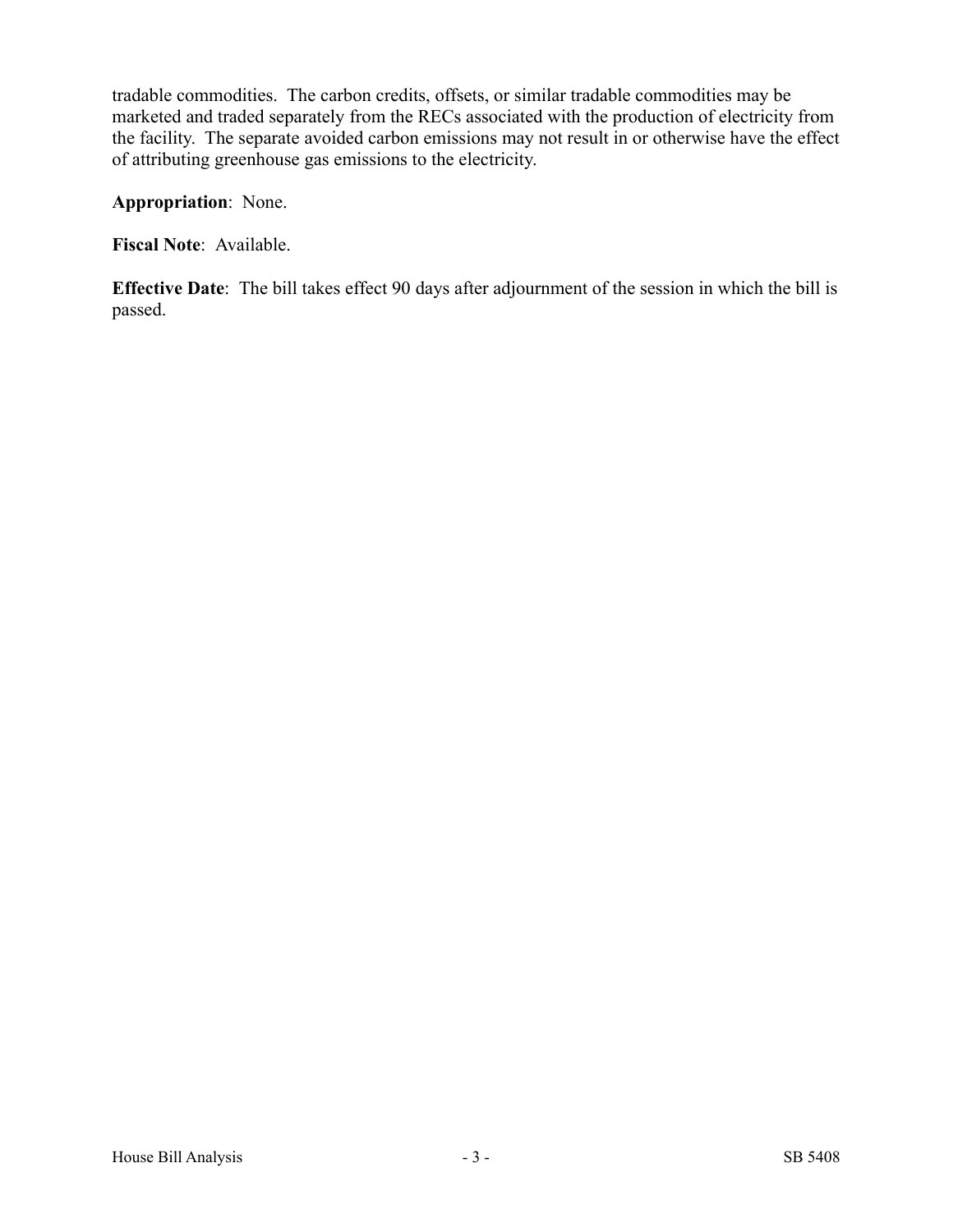tradable commodities. The carbon credits, offsets, or similar tradable commodities may be marketed and traded separately from the RECs associated with the production of electricity from the facility. The separate avoided carbon emissions may not result in or otherwise have the effect of attributing greenhouse gas emissions to the electricity.

**Appropriation**: None.

**Fiscal Note**: Available.

**Effective Date**: The bill takes effect 90 days after adjournment of the session in which the bill is passed.